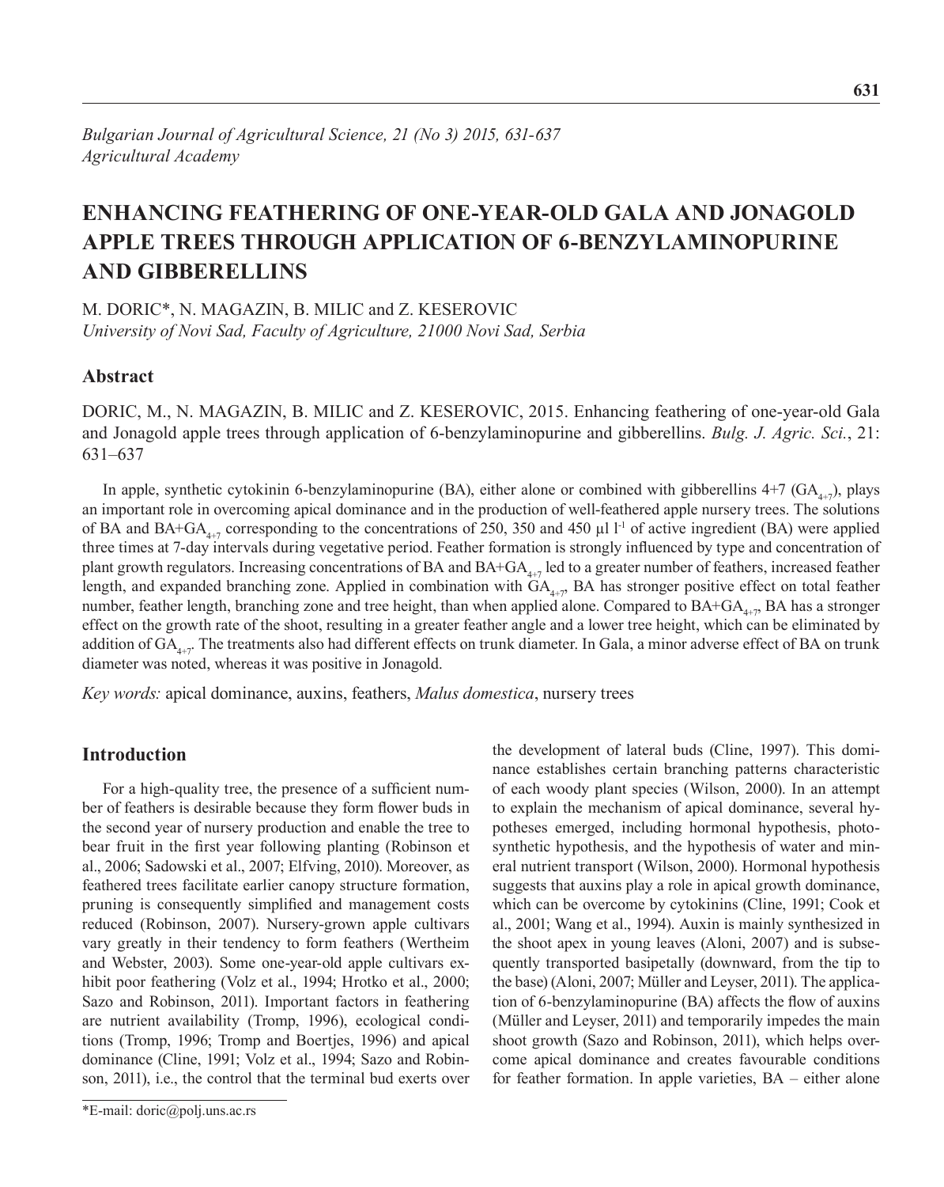*Bulgarian Journal of Agricultural Science, 21 (No 3) 2015, 631-637*
*Agricultural Academy*

# ENHANCING FEATHERING OF ONE-YEAR-OLD GALA AND JONAGOLD APPLE TREES THROUGH APPLICATION OF 6-BENZYLAMINOPURINE AND GIBBERELLINS

M. DORIC*, N. MAGAZIN, B. MILIC and Z. KESEROVIC
*University of Novi Sad, Faculty of Agriculture, 21000 Novi Sad, Serbia*

## Abstract

DORIC, M., N. MAGAZIN, B. MILIC and Z. KESEROVIC, 2015. Enhancing feathering of one-year-old Gala and Jonagold apple trees through application of 6-benzylaminopurine and gibberellins. *Bulg. J. Agric. Sci.*, 21: 631–637

In apple, synthetic cytokinin 6-benzylaminopurine (BA), either alone or combined with gibberellins 4+7 ($GA_{4+7}$), plays an important role in overcoming apical dominance and in the production of well-feathered apple nursery trees. The solutions of BA and BA+$GA_{4+7}$ corresponding to the concentrations of 250, 350 and 450 µl $l^{-1}$ of active ingredient (BA) were applied three times at 7-day intervals during vegetative period. Feather formation is strongly influenced by type and concentration of plant growth regulators. Increasing concentrations of BA and BA+$GA_{4+7}$ led to a greater number of feathers, increased feather length, and expanded branching zone. Applied in combination with $GA_{4+7}$, BA has stronger positive effect on total feather number, feather length, branching zone and tree height, than when applied alone. Compared to BA+$GA_{4+7}$, BA has a stronger effect on the growth rate of the shoot, resulting in a greater feather angle and a lower tree height, which can be eliminated by addition of $GA_{4+7}$. The treatments also had different effects on trunk diameter. In Gala, a minor adverse effect of BA on trunk diameter was noted, whereas it was positive in Jonagold.

*Key words:* apical dominance, auxins, feathers, *Malus domestica*, nursery trees

## Introduction

For a high-quality tree, the presence of a sufficient number of feathers is desirable because they form flower buds in the second year of nursery production and enable the tree to bear fruit in the first year following planting (Robinson et al., 2006; Sadowski et al., 2007; Elfving, 2010). Moreover, as feathered trees facilitate earlier canopy structure formation, pruning is consequently simplified and management costs reduced (Robinson, 2007). Nursery-grown apple cultivars vary greatly in their tendency to form feathers (Wertheim and Webster, 2003). Some one-year-old apple cultivars exhibit poor feathering (Volz et al., 1994; Hrotko et al., 2000; Sazo and Robinson, 2011). Important factors in feathering are nutrient availability (Tromp, 1996), ecological conditions (Tromp, 1996; Tromp and Boertjes, 1996) and apical dominance (Cline, 1991; Volz et al., 1994; Sazo and Robinson, 2011), i.e., the control that the terminal bud exerts over the development of lateral buds (Cline, 1997). This dominance establishes certain branching patterns characteristic of each woody plant species (Wilson, 2000). In an attempt to explain the mechanism of apical dominance, several hypotheses emerged, including hormonal hypothesis, photosynthetic hypothesis, and the hypothesis of water and mineral nutrient transport (Wilson, 2000). Hormonal hypothesis suggests that auxins play a role in apical growth dominance, which can be overcome by cytokinins (Cline, 1991; Cook et al., 2001; Wang et al., 1994). Auxin is mainly synthesized in the shoot apex in young leaves (Aloni, 2007) and is subsequently transported basipetally (downward, from the tip to the base) (Aloni, 2007; Müller and Leyser, 2011). The application of 6-benzylaminopurine (BA) affects the flow of auxins (Müller and Leyser, 2011) and temporarily impedes the main shoot growth (Sazo and Robinson, 2011), which helps overcome apical dominance and creates favourable conditions for feather formation. In apple varieties, BA – either alone

*E-mail: doric@polj.uns.ac.rs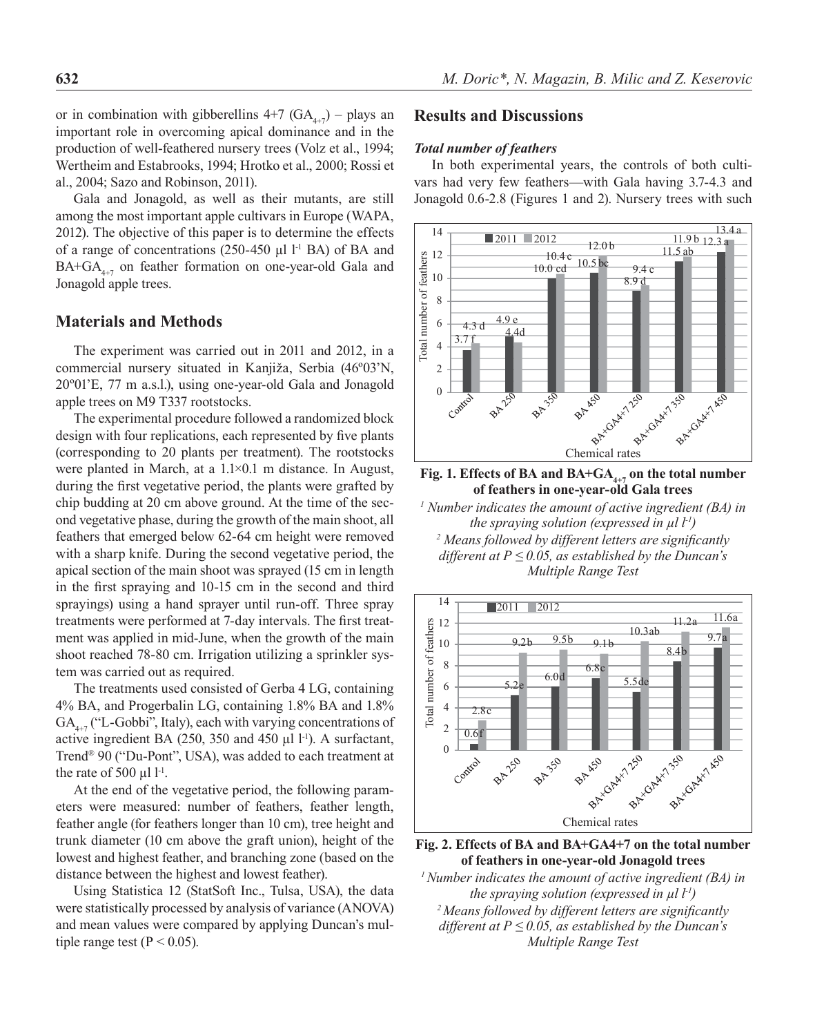or in combination with gibberellins 4+7 ($GA_{4+7}$) – plays an important role in overcoming apical dominance and in the production of well-feathered nursery trees (Volz et al., 1994; Wertheim and Estabrooks, 1994; Hrotko et al., 2000; Rossi et al., 2004; Sazo and Robinson, 2011).

Gala and Jonagold, as well as their mutants, are still among the most important apple cultivars in Europe (WAPA, 2012). The objective of this paper is to determine the effects of a range of concentrations (250-450 µl l[-1] BA) of BA and $BA+GA_{4+7}$ on feather formation on one-year-old Gala and Jonagold apple trees.

## Materials and Methods

The experiment was carried out in 2011 and 2012, in a commercial nursery situated in Kanjiža, Serbia (46º03'N, 20º01'E, 77 m a.s.l.), using one-year-old Gala and Jonagold apple trees on M9 T337 rootstocks.

The experimental procedure followed a randomized block design with four replications, each represented by five plants (corresponding to 20 plants per treatment). The rootstocks were planted in March, at a 1.1×0.1 m distance. In August, during the first vegetative period, the plants were grafted by chip budding at 20 cm above ground. At the time of the second vegetative phase, during the growth of the main shoot, all feathers that emerged below 62-64 cm height were removed with a sharp knife. During the second vegetative period, the apical section of the main shoot was sprayed (15 cm in length in the first spraying and 10-15 cm in the second and third sprayings) using a hand sprayer until run-off. Three spray treatments were performed at 7-day intervals. The first treatment was applied in mid-June, when the growth of the main shoot reached 78-80 cm. Irrigation utilizing a sprinkler system was carried out as required.

The treatments used consisted of Gerba 4 LG, containing 4% BA, and Progerbalin LG, containing 1.8% BA and 1.8% $GA_{4+7}$ ("L-Gobbi", Italy), each with varying concentrations of active ingredient BA (250, 350 and 450 µl l[-1]). A surfactant, Trend® 90 ("Du-Pont", USA), was added to each treatment at the rate of 500 µl l[-1].

At the end of the vegetative period, the following parameters were measured: number of feathers, feather length, feather angle (for feathers longer than 10 cm), tree height and trunk diameter (10 cm above the graft union), height of the lowest and highest feather, and branching zone (based on the distance between the highest and lowest feather).

Using Statistica 12 (StatSoft Inc., Tulsa, USA), the data were statistically processed by analysis of variance (ANOVA) and mean values were compared by applying Duncan's multiple range test ($P < 0.05$).

## Results and Discussions

### *Total number of feathers*

In both experimental years, the controls of both cultivars had very few feathers—with Gala having 3.7-4.3 and Jonagold 0.6-2.8 (Figures 1 and 2). Nursery trees with such

**Fig. 1. Effects of BA and $BA+GA_{4+7}$ on the total number of feathers in one-year-old Gala trees**

*[1] Number indicates the amount of active ingredient (BA) in the spraying solution (expressed in µl l[-1])*

*[2] Means followed by different letters are significantly different at $P \leq 0.05$, as established by the Duncan's Multiple Range Test*

**Fig. 2. Effects of BA and BA+GA4+7 on the total number of feathers in one-year-old Jonagold trees**

*[1] Number indicates the amount of active ingredient (BA) in the spraying solution (expressed in µl l[-1])*

*[2] Means followed by different letters are significantly different at $P \leq 0.05$, as established by the Duncan's Multiple Range Test*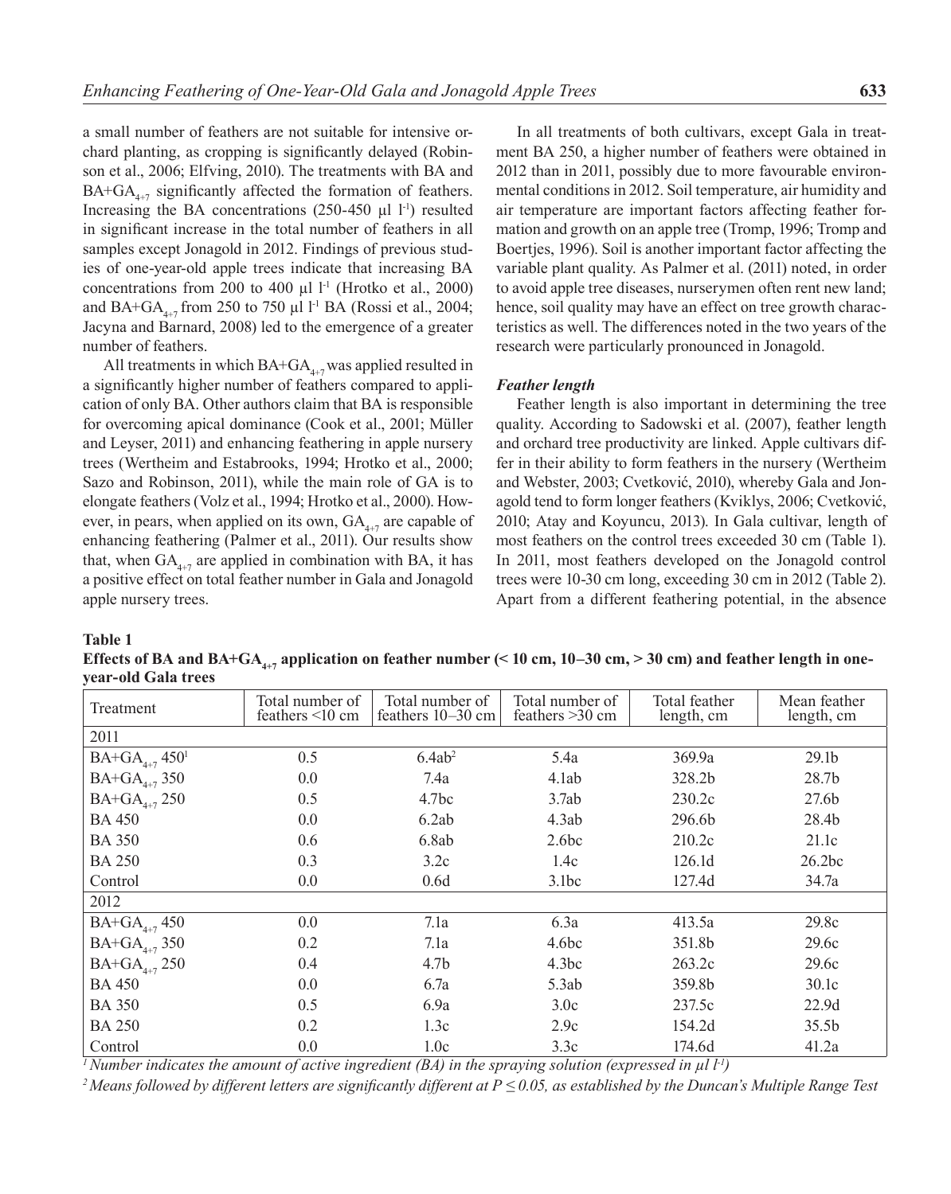a small number of feathers are not suitable for intensive orchard planting, as cropping is significantly delayed (Robinson et al., 2006; Elfving, 2010). The treatments with BA and BA+$GA_{4+7}$ significantly affected the formation of feathers. Increasing the BA concentrations (250-450 µl $l^{-1}$) resulted in significant increase in the total number of feathers in all samples except Jonagold in 2012. Findings of previous studies of one-year-old apple trees indicate that increasing BA concentrations from 200 to 400 µl $l^{-1}$ (Hrotko et al., 2000) and BA+$GA_{4+7}$ from 250 to 750 µl $l^{-1}$ BA (Rossi et al., 2004; Jacyna and Barnard, 2008) led to the emergence of a greater number of feathers.

All treatments in which BA+$GA_{4+7}$ was applied resulted in a significantly higher number of feathers compared to application of only BA. Other authors claim that BA is responsible for overcoming apical dominance (Cook et al., 2001; Müller and Leyser, 2011) and enhancing feathering in apple nursery trees (Wertheim and Estabrooks, 1994; Hrotko et al., 2000; Sazo and Robinson, 2011), while the main role of GA is to elongate feathers (Volz et al., 1994; Hrotko et al., 2000). However, in pears, when applied on its own, $GA_{4+7}$ are capable of enhancing feathering (Palmer et al., 2011). Our results show that, when $GA_{4+7}$ are applied in combination with BA, it has a positive effect on total feather number in Gala and Jonagold apple nursery trees.

In all treatments of both cultivars, except Gala in treatment BA 250, a higher number of feathers were obtained in 2012 than in 2011, possibly due to more favourable environmental conditions in 2012. Soil temperature, air humidity and air temperature are important factors affecting feather formation and growth on an apple tree (Tromp, 1996; Tromp and Boertjes, 1996). Soil is another important factor affecting the variable plant quality. As Palmer et al. (2011) noted, in order to avoid apple tree diseases, nurserymen often rent new land; hence, soil quality may have an effect on tree growth characteristics as well. The differences noted in the two years of the research were particularly pronounced in Jonagold.

### *Feather length*

Feather length is also important in determining the tree quality. According to Sadowski et al. (2007), feather length and orchard tree productivity are linked. Apple cultivars differ in their ability to form feathers in the nursery (Wertheim and Webster, 2003; Cvetković, 2010), whereby Gala and Jonagold tend to form longer feathers (Kviklys, 2006; Cvetković, 2010; Atay and Koyuncu, 2013). In Gala cultivar, length of most feathers on the control trees exceeded 30 cm (Table 1). In 2011, most feathers developed on the Jonagold control trees were 10-30 cm long, exceeding 30 cm in 2012 (Table 2). Apart from a different feathering potential, in the absence

**Table 1**
**Effects of BA and BA+$GA_{4+7}$ application on feather number (< 10 cm, 10–30 cm, > 30 cm) and feather length in one-year-old Gala trees**

| Treatment | Total number of feathers <10 cm | Total number of feathers 10–30 cm | Total number of feathers >30 cm | Total feather length, cm | Mean feather length, cm |
|---|---|---|---|---|---|
| 2011 | | | | | |
| BA+$GA_{4+7}$ 450[1] | 0.5 | 6.4ab[2] | 5.4a | 369.9a | 29.1b |
| BA+$GA_{4+7}$ 350 | 0.0 | 7.4a | 4.1ab | 328.2b | 28.7b |
| BA+$GA_{4+7}$ 250 | 0.5 | 4.7bc | 3.7ab | 230.2c | 27.6b |
| BA 450 | 0.0 | 6.2ab | 4.3ab | 296.6b | 28.4b |
| BA 350 | 0.6 | 6.8ab | 2.6bc | 210.2c | 21.1c |
| BA 250 | 0.3 | 3.2c | 1.4c | 126.1d | 26.2bc |
| Control | 0.0 | 0.6d | 3.1bc | 127.4d | 34.7a |
| 2012 | | | | | |
| BA+$GA_{4+7}$ 450 | 0.0 | 7.1a | 6.3a | 413.5a | 29.8c |
| BA+$GA_{4+7}$ 350 | 0.2 | 7.1a | 4.6bc | 351.8b | 29.6c |
| BA+$GA_{4+7}$ 250 | 0.4 | 4.7b | 4.3bc | 263.2c | 29.6c |
| BA 450 | 0.0 | 6.7a | 5.3ab | 359.8b | 30.1c |
| BA 350 | 0.5 | 6.9a | 3.0c | 237.5c | 22.9d |
| BA 250 | 0.2 | 1.3c | 2.9c | 154.2d | 35.5b |
| Control | 0.0 | 1.0c | 3.3c | 174.6d | 41.2a |

*[1] Number indicates the amount of active ingredient (BA) in the spraying solution (expressed in µl $l^{-1}$)*

*[2] Means followed by different letters are significantly different at $P \leq 0.05$, as established by the Duncan's Multiple Range Test*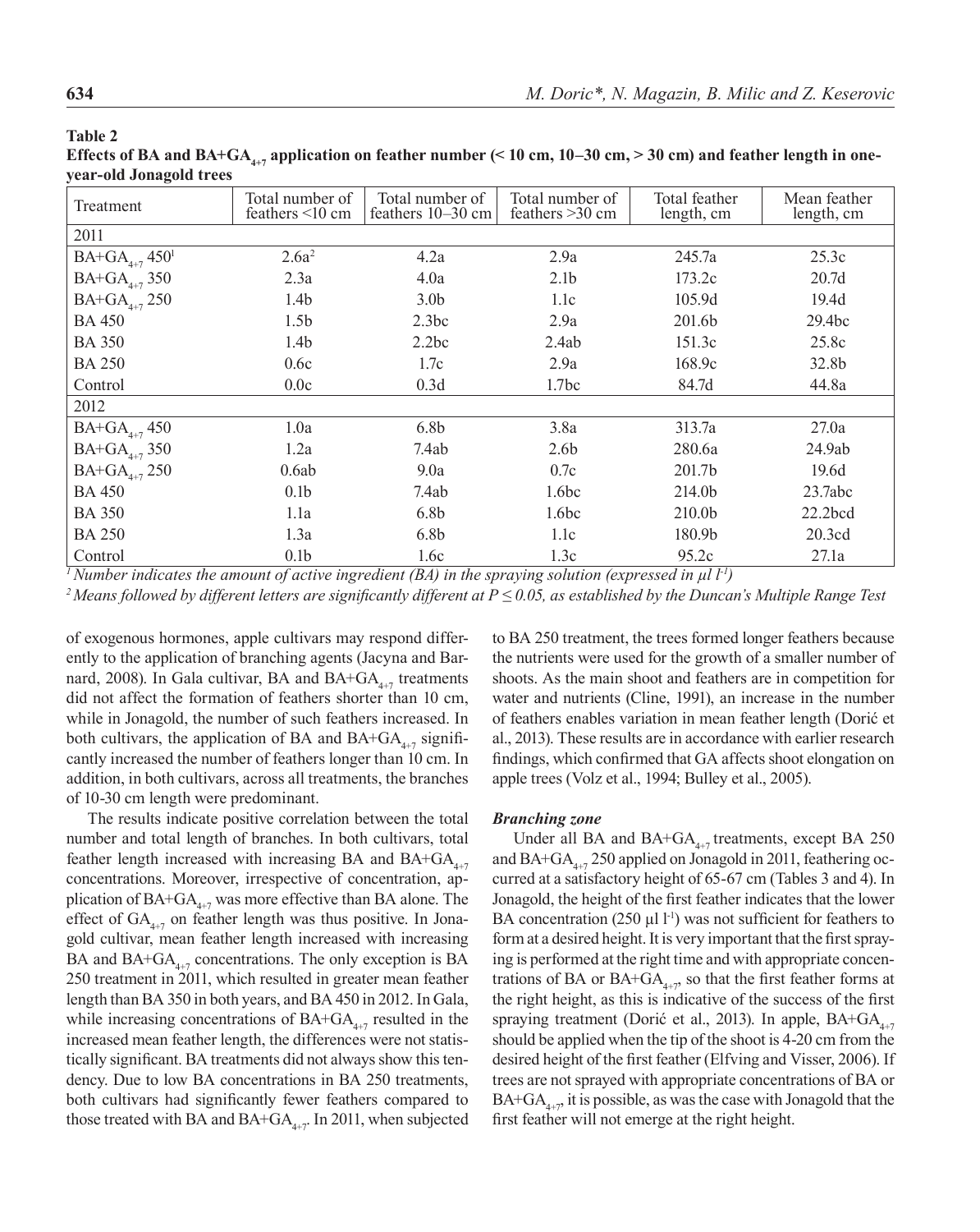**Table 2**
**Effects of BA and BA+$GA_{4+7}$ application on feather number (< 10 cm, 10–30 cm, > 30 cm) and feather length in one-year-old Jonagold trees**

| Treatment | Total number of feathers <10 cm | Total number of feathers 10–30 cm | Total number of feathers >30 cm | Total feather length, cm | Mean feather length, cm |
|---|---|---|---|---|---|
| 2011 | | | | | |
| BA+$GA_{4+7}$ 450[1] | 2.6a[2] | 4.2a | 2.9a | 245.7a | 25.3c |
| BA+$GA_{4+7}$ 350 | 2.3a | 4.0a | 2.1b | 173.2c | 20.7d |
| BA+$GA_{4+7}$ 250 | 1.4b | 3.0b | 1.1c | 105.9d | 19.4d |
| BA 450 | 1.5b | 2.3bc | 2.9a | 201.6b | 29.4bc |
| BA 350 | 1.4b | 2.2bc | 2.4ab | 151.3c | 25.8c |
| BA 250 | 0.6c | 1.7c | 2.9a | 168.9c | 32.8b |
| Control | 0.0c | 0.3d | 1.7bc | 84.7d | 44.8a |
| 2012 | | | | | |
| BA+$GA_{4+7}$ 450 | 1.0a | 6.8b | 3.8a | 313.7a | 27.0a |
| BA+$GA_{4+7}$ 350 | 1.2a | 7.4ab | 2.6b | 280.6a | 24.9ab |
| BA+$GA_{4+7}$ 250 | 0.6ab | 9.0a | 0.7c | 201.7b | 19.6d |
| BA 450 | 0.1b | 7.4ab | 1.6bc | 214.0b | 23.7abc |
| BA 350 | 1.1a | 6.8b | 1.6bc | 210.0b | 22.2bcd |
| BA 250 | 1.3a | 6.8b | 1.1c | 180.9b | 20.3cd |
| Control | 0.1b | 1.6c | 1.3c | 95.2c | 27.1a |

*[1] Number indicates the amount of active ingredient (BA) in the spraying solution (expressed in μl $l^{-1}$)*

*[2] Means followed by different letters are significantly different at $P \leq 0.05$, as established by the Duncan's Multiple Range Test*

of exogenous hormones, apple cultivars may respond differently to the application of branching agents (Jacyna and Barnard, 2008). In Gala cultivar, BA and BA+$GA_{4+7}$ treatments did not affect the formation of feathers shorter than 10 cm, while in Jonagold, the number of such feathers increased. In both cultivars, the application of BA and BA+$GA_{4+7}$ significantly increased the number of feathers longer than 10 cm. In addition, in both cultivars, across all treatments, the branches of 10-30 cm length were predominant.

The results indicate positive correlation between the total number and total length of branches. In both cultivars, total feather length increased with increasing BA and BA+$GA_{4+7}$ concentrations. Moreover, irrespective of concentration, application of BA+$GA_{4+7}$ was more effective than BA alone. The effect of $GA_{4+7}$ on feather length was thus positive. In Jonagold cultivar, mean feather length increased with increasing BA and BA+$GA_{4+7}$ concentrations. The only exception is BA 250 treatment in 2011, which resulted in greater mean feather length than BA 350 in both years, and BA 450 in 2012. In Gala, while increasing concentrations of BA+$GA_{4+7}$ resulted in the increased mean feather length, the differences were not statistically significant. BA treatments did not always show this tendency. Due to low BA concentrations in BA 250 treatments, both cultivars had significantly fewer feathers compared to those treated with BA and BA+$GA_{4+7}$. In 2011, when subjected to BA 250 treatment, the trees formed longer feathers because the nutrients were used for the growth of a smaller number of shoots. As the main shoot and feathers are in competition for water and nutrients (Cline, 1991), an increase in the number of feathers enables variation in mean feather length (Dorić et al., 2013). These results are in accordance with earlier research findings, which confirmed that GA affects shoot elongation on apple trees (Volz et al., 1994; Bulley et al., 2005).

### *Branching zone*

Under all BA and BA+$GA_{4+7}$ treatments, except BA 250 and BA+$GA_{4+7}$ 250 applied on Jonagold in 2011, feathering occurred at a satisfactory height of 65-67 cm (Tables 3 and 4). In Jonagold, the height of the first feather indicates that the lower BA concentration (250 μl $l^{-1}$) was not sufficient for feathers to form at a desired height. It is very important that the first spraying is performed at the right time and with appropriate concentrations of BA or BA+$GA_{4+7}$, so that the first feather forms at the right height, as this is indicative of the success of the first spraying treatment (Dorić et al., 2013). In apple, BA+$GA_{4+7}$ should be applied when the tip of the shoot is 4-20 cm from the desired height of the first feather (Elfving and Visser, 2006). If trees are not sprayed with appropriate concentrations of BA or BA+$GA_{4+7}$, it is possible, as was the case with Jonagold that the first feather will not emerge at the right height.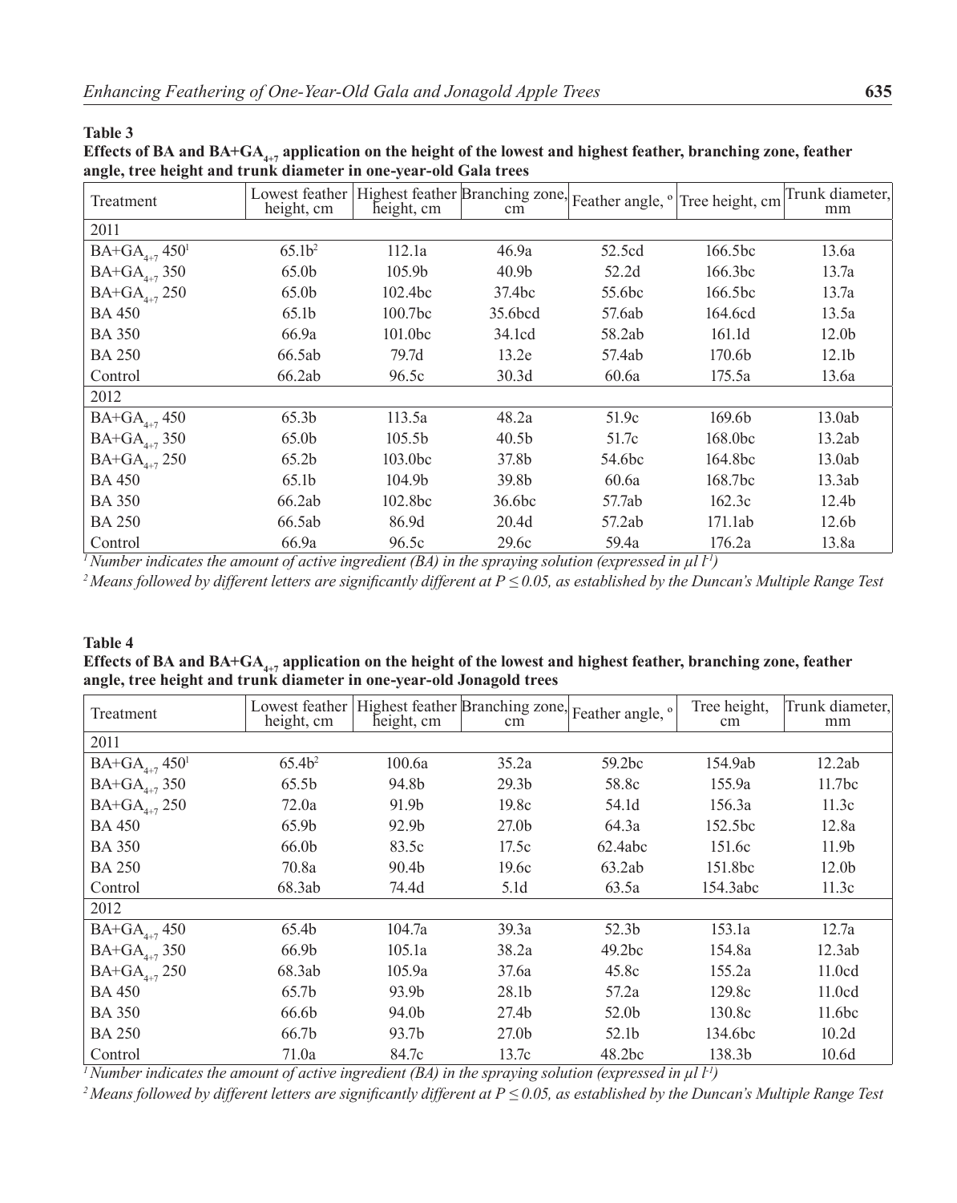**Table 3**

**Effects of BA and BA+$GA_{4+7}$ application on the height of the lowest and highest feather, branching zone, feather angle, tree height and trunk diameter in one-year-old Gala trees**

| Treatment | Lowest feather height, cm | Highest feather height, cm | Branching zone, cm | Feather angle, º | Tree height, cm | Trunk diameter, mm |
|---|---|---|---|---|---|---|
| 2011 | | | | | | |
| BA+$GA_{4+7}$ 450[1] | 65.1b[2] | 112.1a | 46.9a | 52.5cd | 166.5bc | 13.6a |
| BA+$GA_{4+7}$ 350 | 65.0b | 105.9b | 40.9b | 52.2d | 166.3bc | 13.7a |
| BA+$GA_{4+7}$ 250 | 65.0b | 102.4bc | 37.4bc | 55.6bc | 166.5bc | 13.7a |
| BA 450 | 65.1b | 100.7bc | 35.6bcd | 57.6ab | 164.6cd | 13.5a |
| BA 350 | 66.9a | 101.0bc | 34.1cd | 58.2ab | 161.1d | 12.0b |
| BA 250 | 66.5ab | 79.7d | 13.2e | 57.4ab | 170.6b | 12.1b |
| Control | 66.2ab | 96.5c | 30.3d | 60.6a | 175.5a | 13.6a |
| 2012 | | | | | | |
| BA+$GA_{4+7}$ 450 | 65.3b | 113.5a | 48.2a | 51.9c | 169.6b | 13.0ab |
| BA+$GA_{4+7}$ 350 | 65.0b | 105.5b | 40.5b | 51.7c | 168.0bc | 13.2ab |
| BA+$GA_{4+7}$ 250 | 65.2b | 103.0bc | 37.8b | 54.6bc | 164.8bc | 13.0ab |
| BA 450 | 65.1b | 104.9b | 39.8b | 60.6a | 168.7bc | 13.3ab |
| BA 350 | 66.2ab | 102.8bc | 36.6bc | 57.7ab | 162.3c | 12.4b |
| BA 250 | 66.5ab | 86.9d | 20.4d | 57.2ab | 171.1ab | 12.6b |
| Control | 66.9a | 96.5c | 29.6c | 59.4a | 176.2a | 13.8a |

*[1] Number indicates the amount of active ingredient (BA) in the spraying solution (expressed in μl l$^{-1}$)*

*[2] Means followed by different letters are significantly different at $P \leq 0.05$, as established by the Duncan's Multiple Range Test*

**Table 4**

**Effects of BA and BA+$GA_{4+7}$ application on the height of the lowest and highest feather, branching zone, feather angle, tree height and trunk diameter in one-year-old Jonagold trees**

| Treatment | Lowest feather height, cm | Highest feather height, cm | Branching zone, cm | Feather angle, º | Tree height, cm | Trunk diameter, mm |
|---|---|---|---|---|---|---|
| 2011 | | | | | | |
| BA+$GA_{4+7}$ 450[1] | 65.4b[2] | 100.6a | 35.2a | 59.2bc | 154.9ab | 12.2ab |
| BA+$GA_{4+7}$ 350 | 65.5b | 94.8b | 29.3b | 58.8c | 155.9a | 11.7bc |
| BA+$GA_{4+7}$ 250 | 72.0a | 91.9b | 19.8c | 54.1d | 156.3a | 11.3c |
| BA 450 | 65.9b | 92.9b | 27.0b | 64.3a | 152.5bc | 12.8a |
| BA 350 | 66.0b | 83.5c | 17.5c | 62.4abc | 151.6c | 11.9b |
| BA 250 | 70.8a | 90.4b | 19.6c | 63.2ab | 151.8bc | 12.0b |
| Control | 68.3ab | 74.4d | 5.1d | 63.5a | 154.3abc | 11.3c |
| 2012 | | | | | | |
| BA+$GA_{4+7}$ 450 | 65.4b | 104.7a | 39.3a | 52.3b | 153.1a | 12.7a |
| BA+$GA_{4+7}$ 350 | 66.9b | 105.1a | 38.2a | 49.2bc | 154.8a | 12.3ab |
| BA+$GA_{4+7}$ 250 | 68.3ab | 105.9a | 37.6a | 45.8c | 155.2a | 11.0cd |
| BA 450 | 65.7b | 93.9b | 28.1b | 57.2a | 129.8c | 11.0cd |
| BA 350 | 66.6b | 94.0b | 27.4b | 52.0b | 130.8c | 11.6bc |
| BA 250 | 66.7b | 93.7b | 27.0b | 52.1b | 134.6bc | 10.2d |
| Control | 71.0a | 84.7c | 13.7c | 48.2bc | 138.3b | 10.6d |

*[1] Number indicates the amount of active ingredient (BA) in the spraying solution (expressed in μl l$^{-1}$)*

*[2] Means followed by different letters are significantly different at $P \leq 0.05$, as established by the Duncan's Multiple Range Test*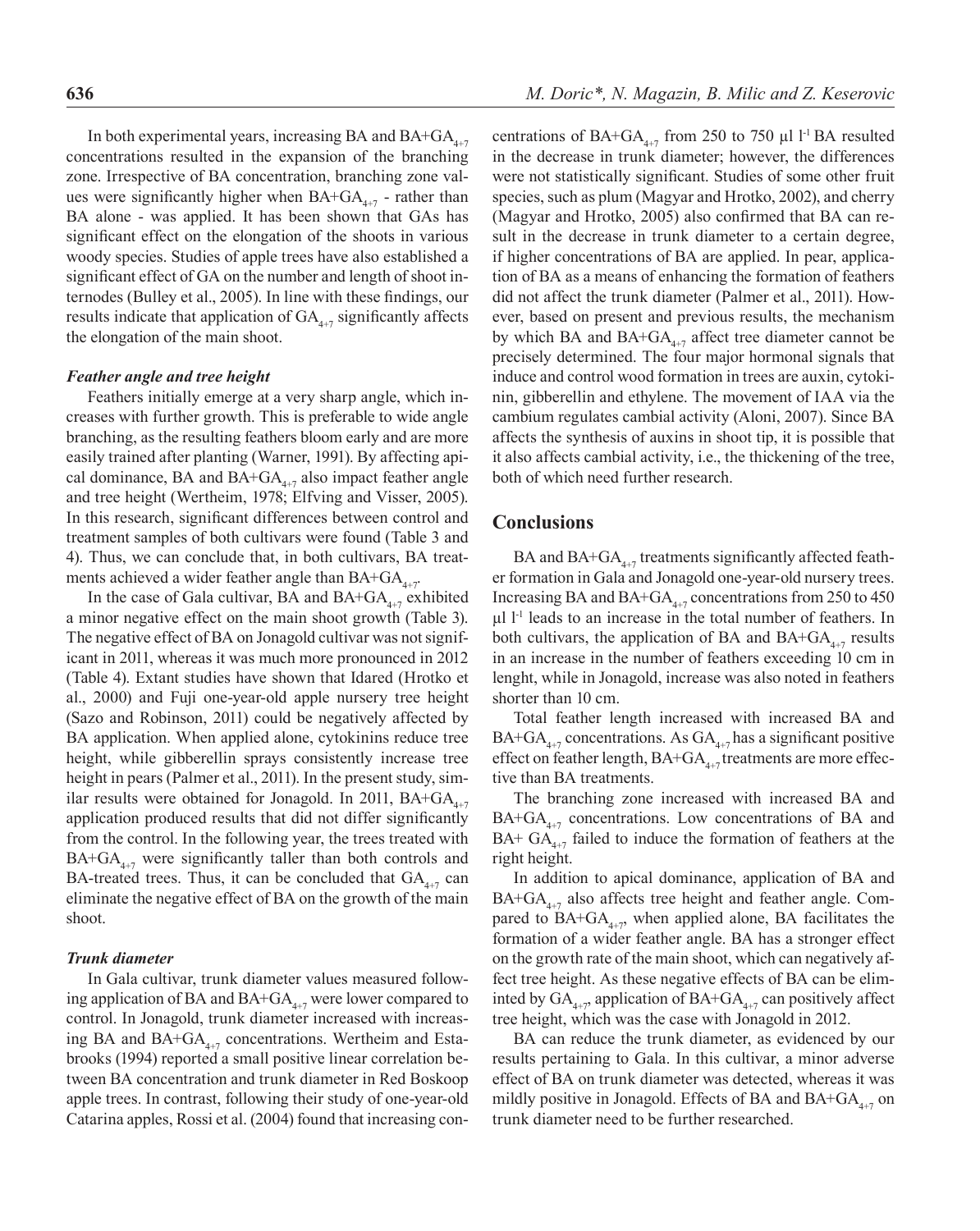In both experimental years, increasing BA and BA+$GA_{4+7}$ concentrations resulted in the expansion of the branching zone. Irrespective of BA concentration, branching zone values were significantly higher when BA+$GA_{4+7}$ - rather than BA alone - was applied. It has been shown that GAs has significant effect on the elongation of the shoots in various woody species. Studies of apple trees have also established a significant effect of GA on the number and length of shoot internodes (Bulley et al., 2005). In line with these findings, our results indicate that application of $GA_{4+7}$ significantly affects the elongation of the main shoot.

### *Feather angle and tree height*

Feathers initially emerge at a very sharp angle, which increases with further growth. This is preferable to wide angle branching, as the resulting feathers bloom early and are more easily trained after planting (Warner, 1991). By affecting apical dominance, BA and BA+$GA_{4+7}$ also impact feather angle and tree height (Wertheim, 1978; Elfving and Visser, 2005). In this research, significant differences between control and treatment samples of both cultivars were found (Table 3 and 4). Thus, we can conclude that, in both cultivars, BA treatments achieved a wider feather angle than BA+$GA_{4+7}$.

In the case of Gala cultivar, BA and BA+$GA_{4+7}$ exhibited a minor negative effect on the main shoot growth (Table 3). The negative effect of BA on Jonagold cultivar was not significant in 2011, whereas it was much more pronounced in 2012 (Table 4). Extant studies have shown that Idared (Hrotko et al., 2000) and Fuji one-year-old apple nursery tree height (Sazo and Robinson, 2011) could be negatively affected by BA application. When applied alone, cytokinins reduce tree height, while gibberellin sprays consistently increase tree height in pears (Palmer et al., 2011). In the present study, similar results were obtained for Jonagold. In 2011, BA+$GA_{4+7}$ application produced results that did not differ significantly from the control. In the following year, the trees treated with BA+$GA_{4+7}$ were significantly taller than both controls and BA-treated trees. Thus, it can be concluded that $GA_{4+7}$ can eliminate the negative effect of BA on the growth of the main shoot.

### *Trunk diameter*

In Gala cultivar, trunk diameter values measured following application of BA and BA+$GA_{4+7}$ were lower compared to control. In Jonagold, trunk diameter increased with increasing BA and BA+$GA_{4+7}$ concentrations. Wertheim and Estabrooks (1994) reported a small positive linear correlation between BA concentration and trunk diameter in Red Boskoop apple trees. In contrast, following their study of one-year-old Catarina apples, Rossi et al. (2004) found that increasing concentrations of BA+$GA_{4+7}$ from 250 to 750 µl $l^{-1}$ BA resulted in the decrease in trunk diameter; however, the differences were not statistically significant. Studies of some other fruit species, such as plum (Magyar and Hrotko, 2002), and cherry (Magyar and Hrotko, 2005) also confirmed that BA can result in the decrease in trunk diameter to a certain degree, if higher concentrations of BA are applied. In pear, application of BA as a means of enhancing the formation of feathers did not affect the trunk diameter (Palmer et al., 2011). However, based on present and previous results, the mechanism by which BA and BA+$GA_{4+7}$ affect tree diameter cannot be precisely determined. The four major hormonal signals that induce and control wood formation in trees are auxin, cytokinin, gibberellin and ethylene. The movement of IAA via the cambium regulates cambial activity (Aloni, 2007). Since BA affects the synthesis of auxins in shoot tip, it is possible that it also affects cambial activity, i.e., the thickening of the tree, both of which need further research.

## Conclusions

BA and BA+$GA_{4+7}$ treatments significantly affected feather formation in Gala and Jonagold one-year-old nursery trees. Increasing BA and BA+$GA_{4+7}$ concentrations from 250 to 450 µl $l^{-1}$ leads to an increase in the total number of feathers. In both cultivars, the application of BA and BA+$GA_{4+7}$ results in an increase in the number of feathers exceeding 10 cm in lenght, while in Jonagold, increase was also noted in feathers shorter than 10 cm.

Total feather length increased with increased BA and BA+$GA_{4+7}$ concentrations. As $GA_{4+7}$ has a significant positive effect on feather length, BA+$GA_{4+7}$ treatments are more effective than BA treatments.

The branching zone increased with increased BA and BA+$GA_{4+7}$ concentrations. Low concentrations of BA and BA+ $GA_{4+7}$ failed to induce the formation of feathers at the right height.

In addition to apical dominance, application of BA and BA+$GA_{4+7}$ also affects tree height and feather angle. Compared to BA+$GA_{4+7}$, when applied alone, BA facilitates the formation of a wider feather angle. BA has a stronger effect on the growth rate of the main shoot, which can negatively affect tree height. As these negative effects of BA can be elminted by $GA_{4+7}$, application of BA+$GA_{4+7}$ can positively affect tree height, which was the case with Jonagold in 2012.

BA can reduce the trunk diameter, as evidenced by our results pertaining to Gala. In this cultivar, a minor adverse effect of BA on trunk diameter was detected, whereas it was mildly positive in Jonagold. Effects of BA and BA+$GA_{4+7}$ on trunk diameter need to be further researched.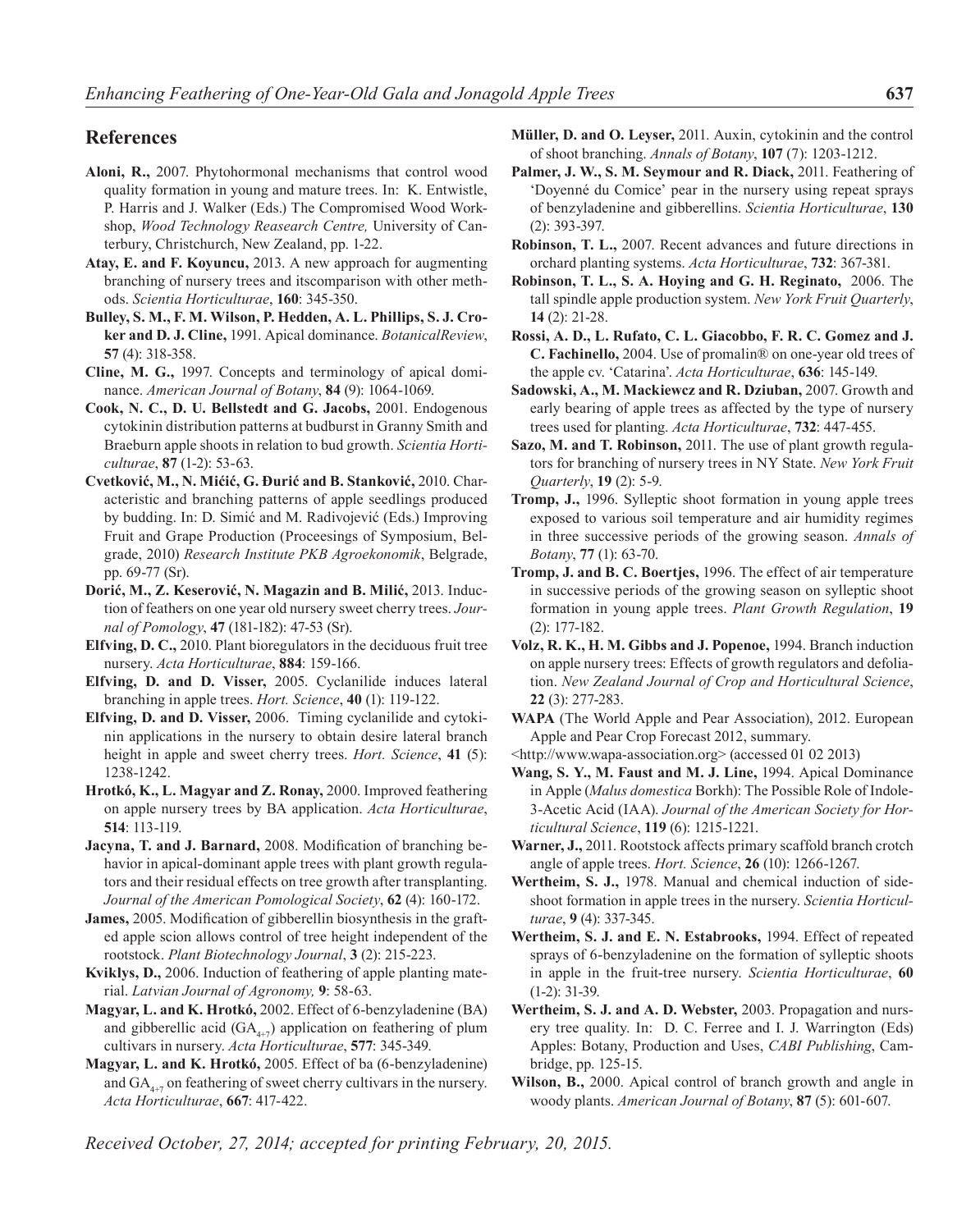## References

**Aloni, R.,** 2007. Phytohormonal mechanisms that control wood quality formation in young and mature trees. In: K. Entwistle, P. Harris and J. Walker (Eds.) The Compromised Wood Workshop, *Wood Technology Reasearch Centre,* University of Canterbury, Christchurch, New Zealand, pp. 1-22.

**Atay, E. and F. Koyuncu,** 2013. A new approach for augmenting branching of nursery trees and itscomparison with other methods. *Scientia Horticulturae*, **160**: 345-350.

**Bulley, S. M., F. M. Wilson, P. Hedden, A. L. Phillips, S. J. Croker and D. J. Cline,** 1991. Apical dominance. *BotanicalReview*, **57** (4): 318-358.

**Cline, M. G.,** 1997. Concepts and terminology of apical dominance. *American Journal of Botany*, **84** (9): 1064-1069.

**Cook, N. C., D. U. Bellstedt and G. Jacobs,** 2001. Endogenous cytokinin distribution patterns at budburst in Granny Smith and Braeburn apple shoots in relation to bud growth. *Scientia Horticulturae*, **87** (1-2): 53-63.

**Cvetković, M., N. Mićić, G. Đurić and B. Stanković,** 2010. Characteristic and branching patterns of apple seedlings produced by budding. In: D. Simić and M. Radivojević (Eds.) Improving Fruit and Grape Production (Proceesings of Symposium, Belgrade, 2010) *Research Institute PKB Agroekonomik*, Belgrade, pp. 69-77 (Sr).

**Dorić, M., Z. Keserović, N. Magazin and B. Milić,** 2013. Induction of feathers on one year old nursery sweet cherry trees. *Journal of Pomology*, **47** (181-182): 47-53 (Sr).

**Elfving, D. C.,** 2010. Plant bioregulators in the deciduous fruit tree nursery. *Acta Horticulturae*, **884**: 159-166.

**Elfving, D. and D. Visser,** 2005. Cyclanilide induces lateral branching in apple trees. *Hort. Science*, **40** (1): 119-122.

**Elfving, D. and D. Visser,** 2006. Timing cyclanilide and cytokinin applications in the nursery to obtain desire lateral branch height in apple and sweet cherry trees. *Hort. Science*, **41** (5): 1238-1242.

**Hrotkó, K., L. Magyar and Z. Ronay,** 2000. Improved feathering on apple nursery trees by BA application. *Acta Horticulturae*, **514**: 113-119.

**Jacyna, T. and J. Barnard,** 2008. Modification of branching behavior in apical-dominant apple trees with plant growth regulators and their residual effects on tree growth after transplanting. *Journal of the American Pomological Society*, **62** (4): 160-172.

**James,** 2005. Modification of gibberellin biosynthesis in the grafted apple scion allows control of tree height independent of the rootstock. *Plant Biotechnology Journal*, **3** (2): 215-223.

**Kviklys, D.,** 2006. Induction of feathering of apple planting material. *Latvian Journal of Agronomy,* **9**: 58-63.

**Magyar, L. and K. Hrotkó,** 2002. Effect of 6-benzyladenine (BA) and gibberellic acid ($GA_{4+7}$) application on feathering of plum cultivars in nursery. *Acta Horticulturae*, **577**: 345-349.

**Magyar, L. and K. Hrotkó,** 2005. Effect of ba (6-benzyladenine) and $GA_{4+7}$ on feathering of sweet cherry cultivars in the nursery. *Acta Horticulturae*, **667**: 417-422.

**Müller, D. and O. Leyser,** 2011. Auxin, cytokinin and the control of shoot branching. *Annals of Botany*, **107** (7): 1203-1212.

**Palmer, J. W., S. M. Seymour and R. Diack,** 2011. Feathering of 'Doyenné du Comice' pear in the nursery using repeat sprays of benzyladenine and gibberellins. *Scientia Horticulturae*, **130** (2): 393-397.

**Robinson, T. L.,** 2007. Recent advances and future directions in orchard planting systems. *Acta Horticulturae*, **732**: 367-381.

**Robinson, T. L., S. A. Hoying and G. H. Reginato,** 2006. The tall spindle apple production system. *New York Fruit Quarterly*, **14** (2): 21-28.

**Rossi, A. D., L. Rufato, C. L. Giacobbo, F. R. C. Gomez and J. C. Fachinello,** 2004. Use of promalin® on one-year old trees of the apple cv. 'Catarina'. *Acta Horticulturae*, **636**: 145-149.

**Sadowski, A., M. Mackiewcz and R. Dziuban,** 2007. Growth and early bearing of apple trees as affected by the type of nursery trees used for planting. *Acta Horticulturae*, **732**: 447-455.

**Sazo, M. and T. Robinson,** 2011. The use of plant growth regulators for branching of nursery trees in NY State. *New York Fruit Quarterly*, **19** (2): 5-9.

**Tromp, J.,** 1996. Sylleptic shoot formation in young apple trees exposed to various soil temperature and air humidity regimes in three successive periods of the growing season. *Annals of Botany*, **77** (1): 63-70.

**Tromp, J. and B. C. Boertjes,** 1996. The effect of air temperature in successive periods of the growing season on sylleptic shoot formation in young apple trees. *Plant Growth Regulation*, **19** (2): 177-182.

**Volz, R. K., H. M. Gibbs and J. Popenoe,** 1994. Branch induction on apple nursery trees: Effects of growth regulators and defoliation. *New Zealand Journal of Crop and Horticultural Science*, **22** (3): 277-283.

**WAPA** (The World Apple and Pear Association), 2012. European Apple and Pear Crop Forecast 2012, summary.
<http://www.wapa-association.org> (accessed 01 02 2013)

**Wang, S. Y., M. Faust and M. J. Line,** 1994. Apical Dominance in Apple (*Malus domestica* Borkh): The Possible Role of Indole-3-Acetic Acid (IAA). *Journal of the American Society for Horticultural Science*, **119** (6): 1215-1221.

**Warner, J.,** 2011. Rootstock affects primary scaffold branch crotch angle of apple trees. *Hort. Science*, **26** (10): 1266-1267.

**Wertheim, S. J.,** 1978. Manual and chemical induction of side-shoot formation in apple trees in the nursery. *Scientia Horticulturae*, **9** (4): 337-345.

**Wertheim, S. J. and E. N. Estabrooks,** 1994. Effect of repeated sprays of 6-benzyladenine on the formation of sylleptic shoots in apple in the fruit-tree nursery. *Scientia Horticulturae*, **60** (1-2): 31-39.

**Wertheim, S. J. and A. D. Webster,** 2003. Propagation and nursery tree quality. In: D. C. Ferree and I. J. Warrington (Eds) Apples: Botany, Production and Uses, *CABI Publishing*, Cambridge, pp. 125-15.

**Wilson, B.,** 2000. Apical control of branch growth and angle in woody plants. *American Journal of Botany*, **87** (5): 601-607.

*Received October, 27, 2014; accepted for printing February, 20, 2015.*